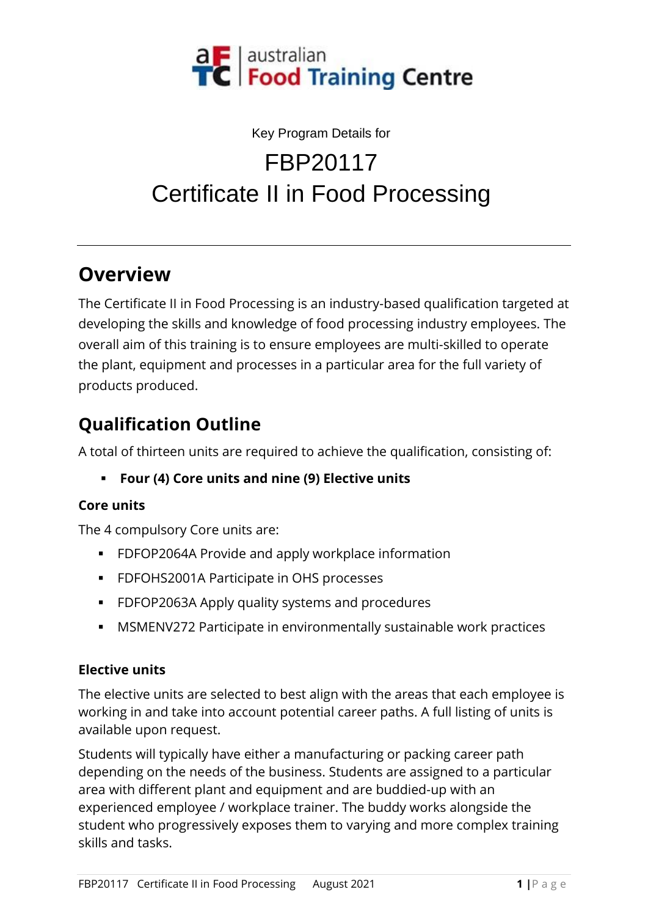australian Food Training Centre

Key Program Details for

# FBP20117
# Certificate II in Food Processing

---

## Overview

The Certificate II in Food Processing is an industry-based qualification targeted at developing the skills and knowledge of food processing industry employees. The overall aim of this training is to ensure employees are multi-skilled to operate the plant, equipment and processes in a particular area for the full variety of products produced.

## Qualification Outline

A total of thirteen units are required to achieve the qualification, consisting of:

- **Four (4) Core units and nine (9) Elective units**

### Core units

The 4 compulsory Core units are:

- FDFOP2064A Provide and apply workplace information
- FDFOHS2001A Participate in OHS processes
- FDFOP2063A Apply quality systems and procedures
- MSMENV272 Participate in environmentally sustainable work practices

### Elective units

The elective units are selected to best align with the areas that each employee is working in and take into account potential career paths. A full listing of units is available upon request.

Students will typically have either a manufacturing or packing career path depending on the needs of the business. Students are assigned to a particular area with different plant and equipment and are buddied-up with an experienced employee / workplace trainer. The buddy works alongside the student who progressively exposes them to varying and more complex training skills and tasks.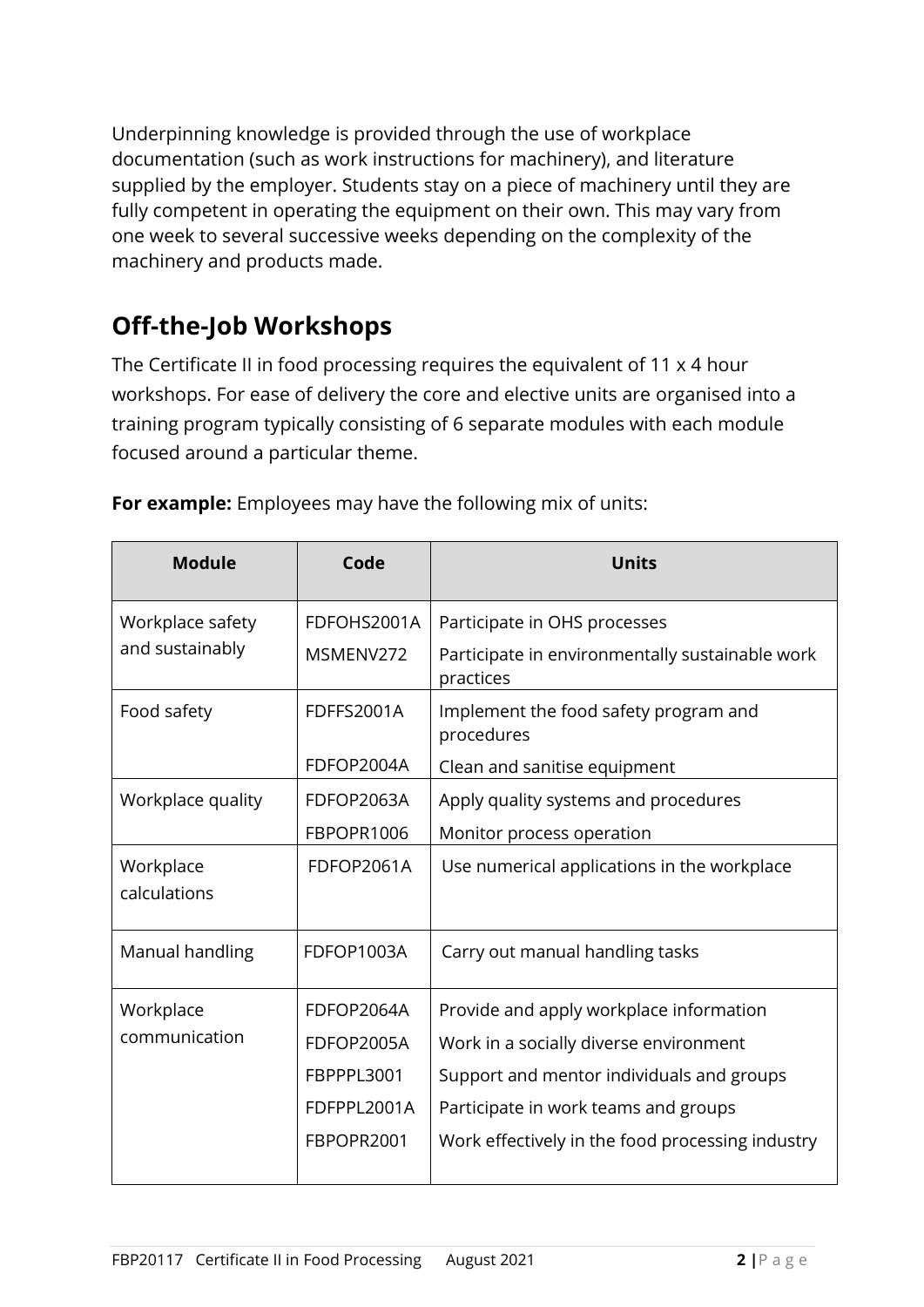Underpinning knowledge is provided through the use of workplace documentation (such as work instructions for machinery), and literature supplied by the employer. Students stay on a piece of machinery until they are fully competent in operating the equipment on their own. This may vary from one week to several successive weeks depending on the complexity of the machinery and products made.

## Off-the-Job Workshops

The Certificate II in food processing requires the equivalent of 11 x 4 hour workshops. For ease of delivery the core and elective units are organised into a training program typically consisting of 6 separate modules with each module focused around a particular theme.

**For example:** Employees may have the following mix of units:

| Module | Code | Units |
| --- | --- | --- |
| Workplace safety and sustainably | FDFOHS2001A<br>MSMENV272 | Participate in OHS processes<br>Participate in environmentally sustainable work practices |
| Food safety | FDFFS2001A<br>FDFOP2004A | Implement the food safety program and procedures<br>Clean and sanitise equipment |
| Workplace quality | FDFOP2063A<br>FBPOPR1006 | Apply quality systems and procedures<br>Monitor process operation |
| Workplace calculations | FDFOP2061A | Use numerical applications in the workplace |
| Manual handling | FDFOP1003A | Carry out manual handling tasks |
| Workplace communication | FDFOP2064A<br>FDFOP2005A<br>FBPPPL3001<br>FDFPPL2001A<br>FBPOPR2001 | Provide and apply workplace information<br>Work in a socially diverse environment<br>Support and mentor individuals and groups<br>Participate in work teams and groups<br>Work effectively in the food processing industry |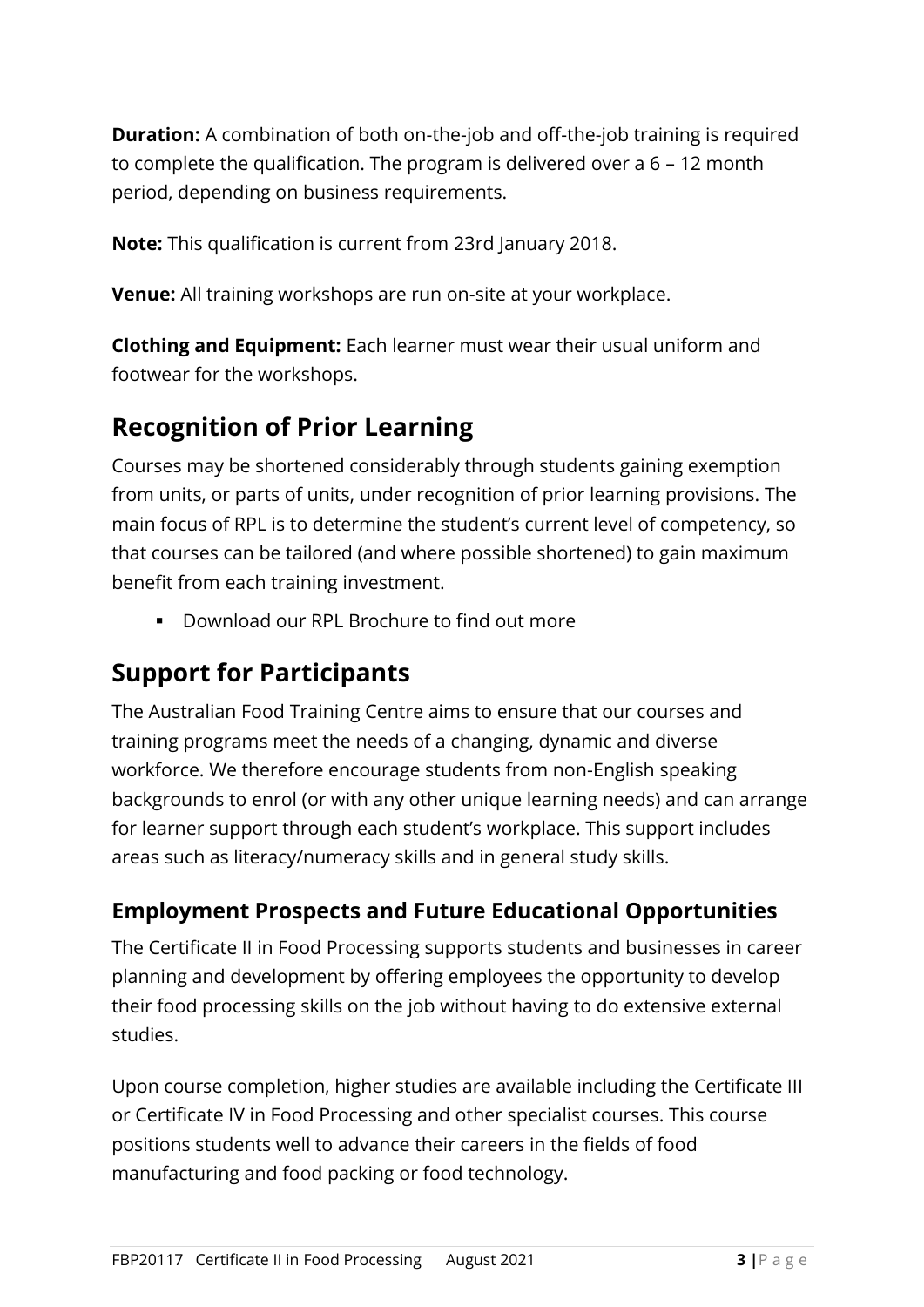**Duration:** A combination of both on-the-job and off-the-job training is required to complete the qualification. The program is delivered over a 6 – 12 month period, depending on business requirements.

**Note:** This qualification is current from 23rd January 2018.

**Venue:** All training workshops are run on-site at your workplace.

**Clothing and Equipment:** Each learner must wear their usual uniform and footwear for the workshops.

## Recognition of Prior Learning

Courses may be shortened considerably through students gaining exemption from units, or parts of units, under recognition of prior learning provisions. The main focus of RPL is to determine the student's current level of competency, so that courses can be tailored (and where possible shortened) to gain maximum benefit from each training investment.

- Download our RPL Brochure to find out more

## Support for Participants

The Australian Food Training Centre aims to ensure that our courses and training programs meet the needs of a changing, dynamic and diverse workforce. We therefore encourage students from non-English speaking backgrounds to enrol (or with any other unique learning needs) and can arrange for learner support through each student's workplace. This support includes areas such as literacy/numeracy skills and in general study skills.

### Employment Prospects and Future Educational Opportunities

The Certificate II in Food Processing supports students and businesses in career planning and development by offering employees the opportunity to develop their food processing skills on the job without having to do extensive external studies.

Upon course completion, higher studies are available including the Certificate III or Certificate IV in Food Processing and other specialist courses. This course positions students well to advance their careers in the fields of food manufacturing and food packing or food technology.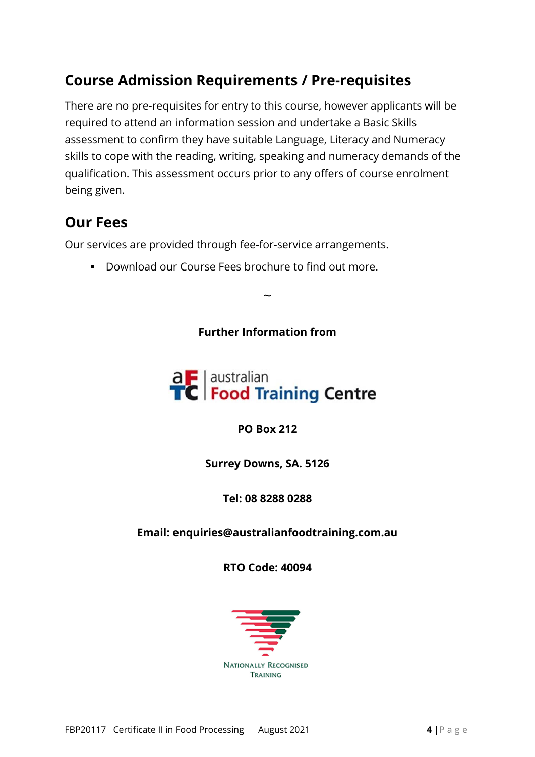## Course Admission Requirements / Pre-requisites

There are no pre-requisites for entry to this course, however applicants will be required to attend an information session and undertake a Basic Skills assessment to confirm they have suitable Language, Literacy and Numeracy skills to cope with the reading, writing, speaking and numeracy demands of the qualification. This assessment occurs prior to any offers of course enrolment being given.

## Our Fees

Our services are provided through fee-for-service arrangements.

- Download our Course Fees brochure to find out more.

~

**Further Information from**

australian Food Training Centre

**PO Box 212**

**Surrey Downs, SA. 5126**

**Tel: 08 8288 0288**

**Email: enquiries@australianfoodtraining.com.au**

**RTO Code: 40094**

Nationally Recognised Training